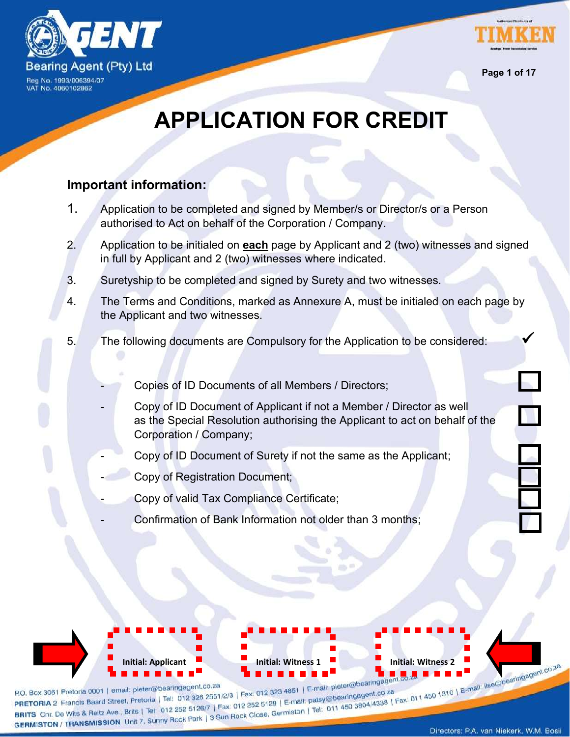Bearing Agent (Pty) Ltd

Reg No. 1993/006394/07
VAT No. 4060102862

# APPLICATION FOR CREDIT

## Important information:

1. Application to be completed and signed by Member/s or Director/s or a Person authorised to Act on behalf of the Corporation / Company.

2. Application to be initialed on **each** page by Applicant and 2 (two) witnesses and signed in full by Applicant and 2 (two) witnesses where indicated.

3. Suretyship to be completed and signed by Surety and two witnesses.

4. The Terms and Conditions, marked as Annexure A, must be initialed on each page by the Applicant and two witnesses.

5. The following documents are Compulsory for the Application to be considered: ✓

   - Copies of ID Documents of all Members / Directors; ☐
   - Copy of ID Document of Applicant if not a Member / Director as well as the Special Resolution authorising the Applicant to act on behalf of the Corporation / Company; ☐
   - Copy of ID Document of Surety if not the same as the Applicant; ☐
   - Copy of Registration Document; ☐
   - Copy of valid Tax Compliance Certificate; ☐
   - Confirmation of Bank Information not older than 3 months; ☐

Initial: Applicant | Initial: Witness 1 | Initial: Witness 2

P.O. Box 3061 Pretoria 0001 | email: pieter@bearingagent.co.za
PRETORIA 2 Francis Baard Street, Pretoria | Tel: 012 326 2551/2/3 | Fax: 012 323 4851 | E-mail: pieter@bearingagent.co.za
BRITS Cnr. De Wits & Reitz Ave., Brits | Tel: 012 252 5126/7 | Fax: 012 252 5129 | E-mail: patsy@bearingagent.co.za
GERMISTON / TRANSMISSION Unit 7, Sunny Rock Park | 3 Sun Rock Close, Germiston | Tel: 011 450 3804/4338 | Fax: 011 450 1310 | E-mail: ilse@bearingagent.co.za

Directors: P.A. van Niekerk, W.M. Bosil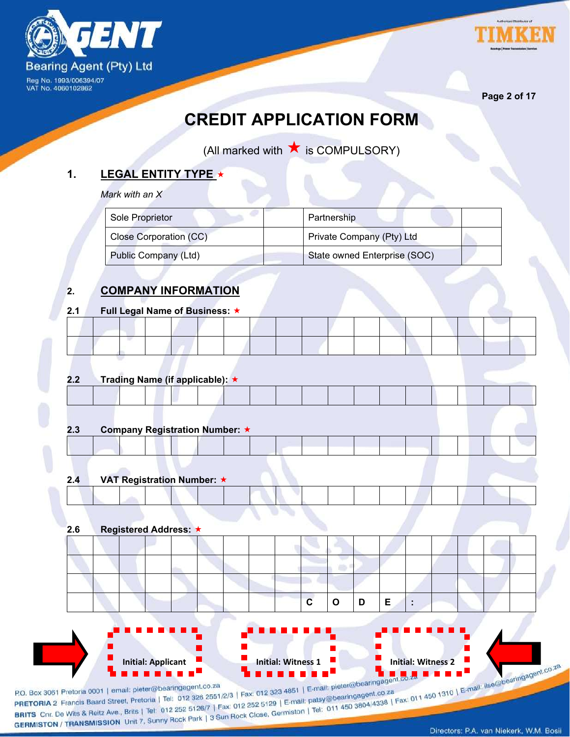# CREDIT APPLICATION FORM

(All marked with ★ is COMPULSORY)

## 1. LEGAL ENTITY TYPE ★

*Mark with an X*

| Sole Proprietor | | Partnership | |
|---|---|---|---|
| Close Corporation (CC) | | Private Company (Pty) Ltd | |
| Public Company (Ltd) | | State owned Enterprise (SOC) | |

## 2. COMPANY INFORMATION

**2.1 Full Legal Name of Business:** ★

| | | | | | | | | | | | | | | | | | |
|---|---|---|---|---|---|---|---|---|---|---|---|---|---|---|---|---|---|
| | | | | | | | | | | | | | | | | | |

**2.2 Trading Name (if applicable):** ★

| | | | | | | | | | | | | | | | | | |
|---|---|---|---|---|---|---|---|---|---|---|---|---|---|---|---|---|---|

**2.3 Company Registration Number:** ★

| | | | | | | | | | | | | | | | | | |
|---|---|---|---|---|---|---|---|---|---|---|---|---|---|---|---|---|---|

**2.4 VAT Registration Number:** ★

| | | | | | | | | | | | | | | | | | |
|---|---|---|---|---|---|---|---|---|---|---|---|---|---|---|---|---|---|

**2.6 Registered Address:** ★

| | | | | | | | | | | | | | | | | | |
|---|---|---|---|---|---|---|---|---|---|---|---|---|---|---|---|---|---|
| | | | | | | | | | | | | | | | | | |
| | | | | | | | | | | | | | | | | | |
| | | | | | | | | | C | O | D | E | : | | | | |

Initial: Applicant | Initial: Witness 1 | Initial: Witness 2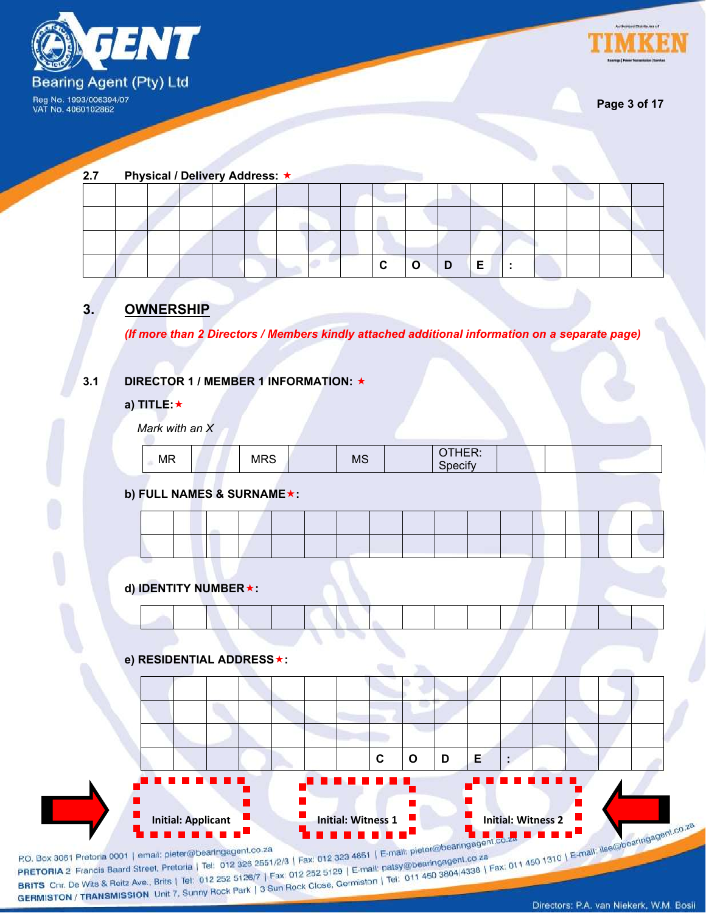**2.7 Physical / Delivery Address:** ★

| | | | | | | | | | | | | | | | | |
|---|---|---|---|---|---|---|---|---|---|---|---|---|---|---|---|---|
| | | | | | | | | | | | | | | | | |
| | | | | | | | | | | | | | | | | |
| | | | | | | | | | | | | | | | | |
| | | | | | | | | | C | O | D | E | : | | | |

## 3. OWNERSHIP

*(If more than 2 Directors / Members kindly attached additional information on a separate page)*

**3.1 DIRECTOR 1 / MEMBER 1 INFORMATION:** ★

**a) TITLE:** ★

*Mark with an X*

| MR | | MRS | | MS | | OTHER: Specify | | |
|---|---|---|---|---|---|---|---|---|

**b) FULL NAMES & SURNAME** ★**:**

| | | | | | | | | | | | | | | | |
|---|---|---|---|---|---|---|---|---|---|---|---|---|---|---|---|
| | | | | | | | | | | | | | | | |
| | | | | | | | | | | | | | | | |

**d) IDENTITY NUMBER** ★**:**

| | | | | | | | | | | | | | | | |
|---|---|---|---|---|---|---|---|---|---|---|---|---|---|---|---|
| | | | | | | | | | | | | | | | |

**e) RESIDENTIAL ADDRESS** ★**:**

| | | | | | | | | | | | | | | | |
|---|---|---|---|---|---|---|---|---|---|---|---|---|---|---|---|
| | | | | | | | | | | | | | | | |
| | | | | | | | | | | | | | | | |
| | | | | | | | | | | | | | | | |
| | | | | | | | C | O | D | E | : | | | | |

Initial: Applicant | Initial: Witness 1 | Initial: Witness 2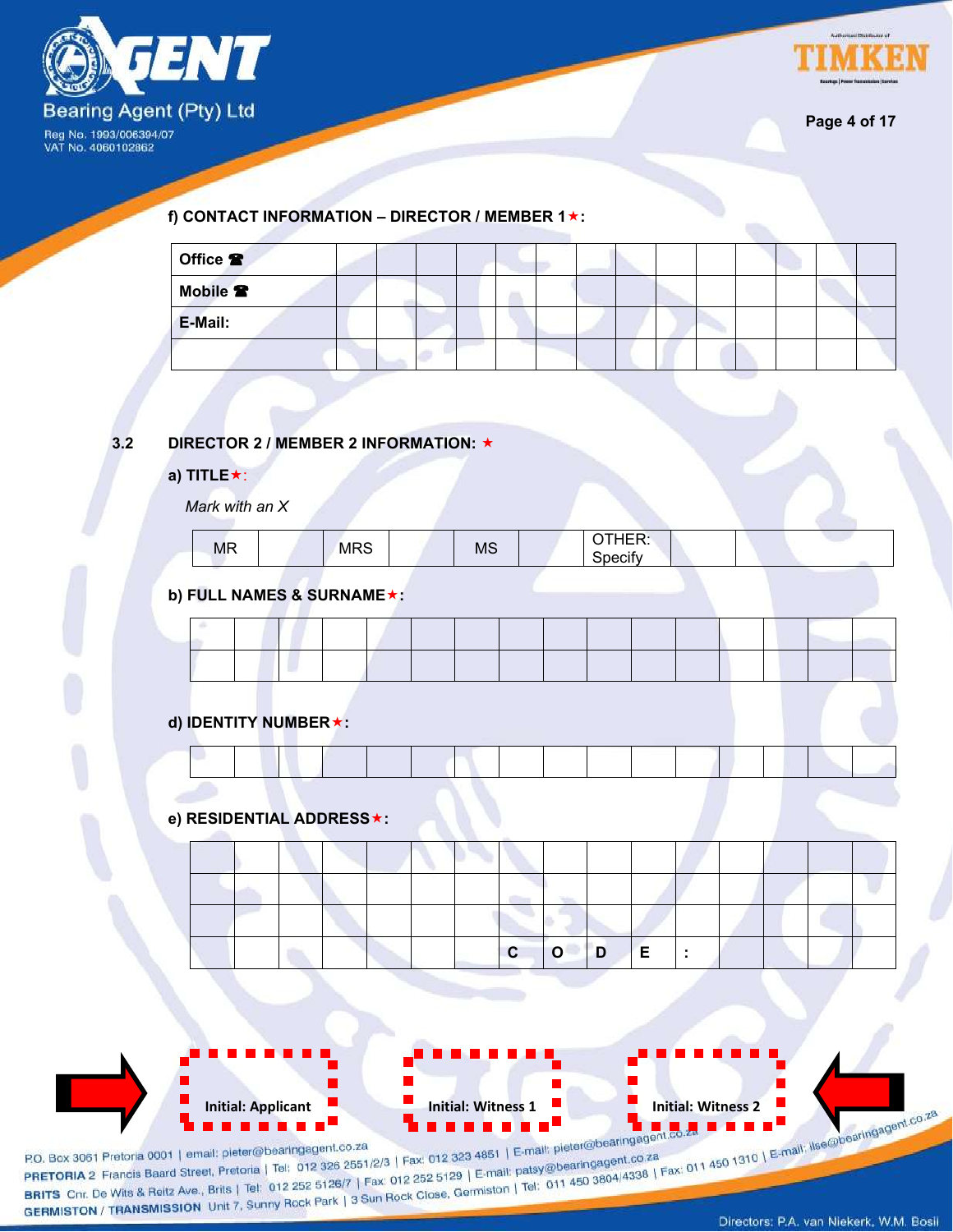**f) CONTACT INFORMATION – DIRECTOR / MEMBER 1★:**

| Office ☎ | | | | | | | | | | | | | | |
|---|---|---|---|---|---|---|---|---|---|---|---|---|---|---|
| Mobile ☎ | | | | | | | | | | | | | | |
| E-Mail: | | | | | | | | | | | | | | |
| | | | | | | | | | | | | | | |

**3.2 DIRECTOR 2 / MEMBER 2 INFORMATION: ★**

**a) TITLE★:**

*Mark with an X*

| MR | | MRS | | MS | | OTHER: Specify | | |
|---|---|---|---|---|---|---|---|---|

**b) FULL NAMES & SURNAME★:**

| | | | | | | | | | | | | | | | |
|---|---|---|---|---|---|---|---|---|---|---|---|---|---|---|---|
| | | | | | | | | | | | | | | | |

**d) IDENTITY NUMBER★:**

| | | | | | | | | | | | | | | | |
|---|---|---|---|---|---|---|---|---|---|---|---|---|---|---|---|

**e) RESIDENTIAL ADDRESS★:**

| | | | | | | | | | | | | | | | |
|---|---|---|---|---|---|---|---|---|---|---|---|---|---|---|---|
| | | | | | | | | | | | | | | | |
| | | | | | | | | | | | | | | | |
| | | | | | | | C | O | D | E | : | | | | |

Initial: Applicant

Initial: Witness 1

Initial: Witness 2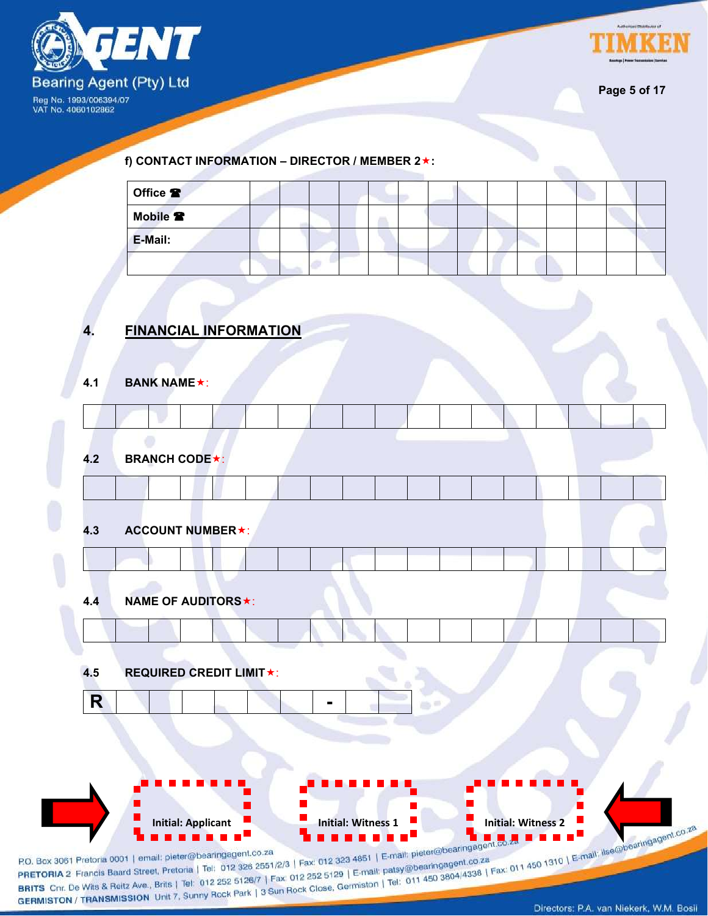**f) CONTACT INFORMATION – DIRECTOR / MEMBER 2★:**

| | | | | | | | | | | | | | | |
|---|---|---|---|---|---|---|---|---|---|---|---|---|---|---|
| **Office ☎** | | | | | | | | | | | | | | |
| **Mobile ☎** | | | | | | | | | | | | | | |
| **E-Mail:** | | | | | | | | | | | | | | |
| | | | | | | | | | | | | | | |

## 4. FINANCIAL INFORMATION

**4.1 BANK NAME★:**

| | | | | | | | | | | | | | | | | | |
|---|---|---|---|---|---|---|---|---|---|---|---|---|---|---|---|---|---|
| | | | | | | | | | | | | | | | | | |

**4.2 BRANCH CODE★:**

| | | | | | | | | | | | | | | | | | |
|---|---|---|---|---|---|---|---|---|---|---|---|---|---|---|---|---|---|
| | | | | | | | | | | | | | | | | | |

**4.3 ACCOUNT NUMBER★:**

| | | | | | | | | | | | | | | | | | |
|---|---|---|---|---|---|---|---|---|---|---|---|---|---|---|---|---|---|
| | | | | | | | | | | | | | | | | | |

**4.4 NAME OF AUDITORS★:**

| | | | | | | | | | | | | | | | | | |
|---|---|---|---|---|---|---|---|---|---|---|---|---|---|---|---|---|---|
| | | | | | | | | | | | | | | | | | |

**4.5 REQUIRED CREDIT LIMIT★:**

| | | | | | | | | | |
|---|---|---|---|---|---|---|---|---|---|
| **R** | | | | | | | **-** | | |

Initial: Applicant | Initial: Witness 1 | Initial: Witness 2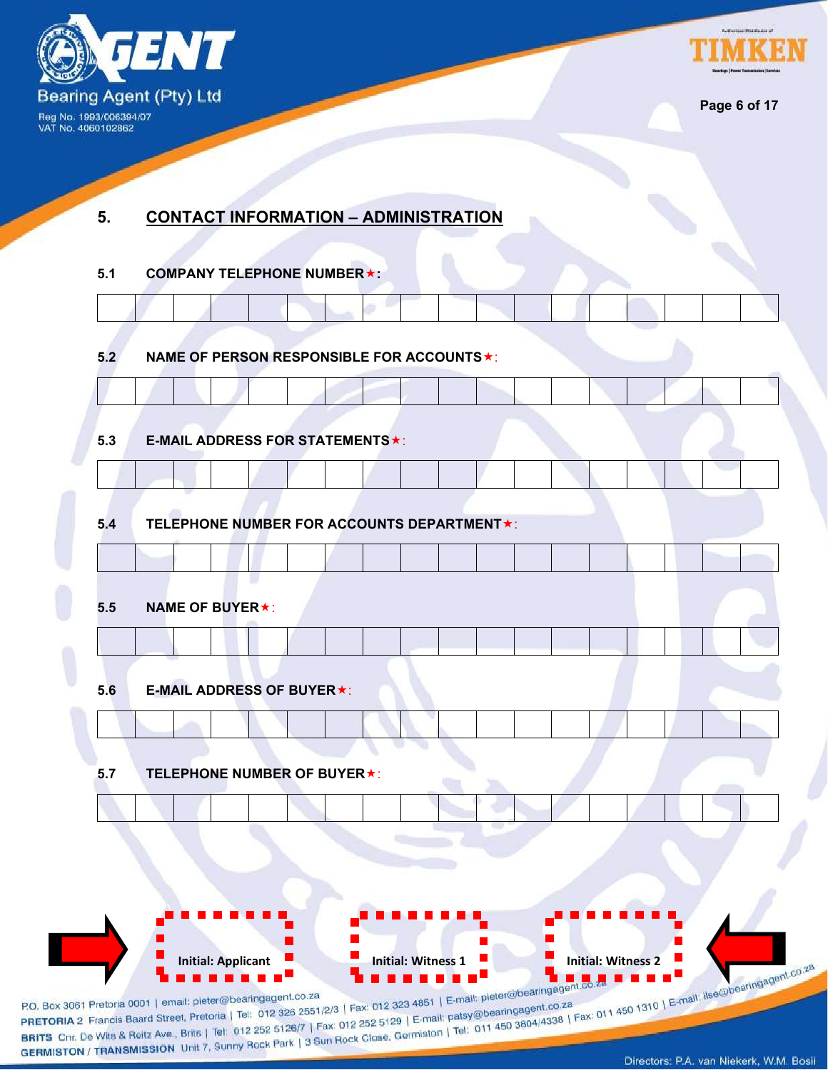## 5. CONTACT INFORMATION – ADMINISTRATION

**5.1 COMPANY TELEPHONE NUMBER★:**

| | | | | | | | | | | | | | | | | | |
|---|---|---|---|---|---|---|---|---|---|---|---|---|---|---|---|---|---|

**5.2 NAME OF PERSON RESPONSIBLE FOR ACCOUNTS★:**

| | | | | | | | | | | | | | | | | | |
|---|---|---|---|---|---|---|---|---|---|---|---|---|---|---|---|---|---|

**5.3 E-MAIL ADDRESS FOR STATEMENTS★:**

| | | | | | | | | | | | | | | | | | |
|---|---|---|---|---|---|---|---|---|---|---|---|---|---|---|---|---|---|

**5.4 TELEPHONE NUMBER FOR ACCOUNTS DEPARTMENT★:**

| | | | | | | | | | | | | | | | | | |
|---|---|---|---|---|---|---|---|---|---|---|---|---|---|---|---|---|---|

**5.5 NAME OF BUYER★:**

| | | | | | | | | | | | | | | | | | |
|---|---|---|---|---|---|---|---|---|---|---|---|---|---|---|---|---|---|

**5.6 E-MAIL ADDRESS OF BUYER★:**

| | | | | | | | | | | | | | | | | | |
|---|---|---|---|---|---|---|---|---|---|---|---|---|---|---|---|---|---|

**5.7 TELEPHONE NUMBER OF BUYER★:**

| | | | | | | | | | | | | | | | | | |
|---|---|---|---|---|---|---|---|---|---|---|---|---|---|---|---|---|---|

**Initial: Applicant** **Initial: Witness 1** **Initial: Witness 2**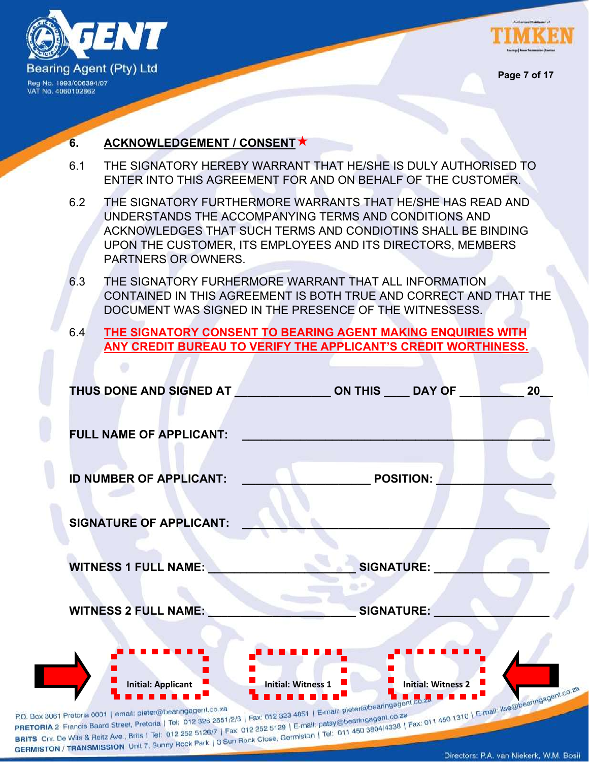## 6. ACKNOWLEDGEMENT / CONSENT★

6.1 THE SIGNATORY HEREBY WARRANT THAT HE/SHE IS DULY AUTHORISED TO ENTER INTO THIS AGREEMENT FOR AND ON BEHALF OF THE CUSTOMER.

6.2 THE SIGNATORY FURTHERMORE WARRANTS THAT HE/SHE HAS READ AND UNDERSTANDS THE ACCOMPANYING TERMS AND CONDITIONS AND ACKNOWLEDGES THAT SUCH TERMS AND CONDIOTINS SHALL BE BINDING UPON THE CUSTOMER, ITS EMPLOYEES AND ITS DIRECTORS, MEMBERS PARTNERS OR OWNERS.

6.3 THE SIGNATORY FURHERMORE WARRANT THAT ALL INFORMATION CONTAINED IN THIS AGREEMENT IS BOTH TRUE AND CORRECT AND THAT THE DOCUMENT WAS SIGNED IN THE PRESENCE OF THE WITNESSESS.

6.4 **THE SIGNATORY CONSENT TO BEARING AGENT MAKING ENQUIRIES WITH ANY CREDIT BUREAU TO VERIFY THE APPLICANT'S CREDIT WORTHINESS.**

**THUS DONE AND SIGNED AT** ______________ **ON THIS** ____ **DAY OF** __________ **20__**

**FULL NAME OF APPLICANT:** ______________________________________________

**ID NUMBER OF APPLICANT:** ____________________ **POSITION:** _________________

**SIGNATURE OF APPLICANT:** ______________________________________________

**WITNESS 1 FULL NAME:** ______________________ **SIGNATURE:** _________________

**WITNESS 2 FULL NAME:** ______________________ **SIGNATURE:** _________________

Initial: Applicant | Initial: Witness 1 | Initial: Witness 2

P.O. Box 3061 Pretoria 0001 | email: pieter@bearingagent.co.za
PRETORIA 2 Francis Baard Street, Pretoria | Tel: 012 326 2551/2/3 | Fax: 012 323 4851 | E-mail: pieter@bearingagent.co.za
BRITS Cnr. De Wits & Reitz Ave., Brits | Tel: 012 252 5126/7 | Fax: 012 252 5129 | E-mail: patsy@bearingagent.co.za
GERMISTON / TRANSMISSION Unit 7, Sunny Rock Park | 3 Sun Rock Close, Germiston | Tel: 011 450 3804/4338 | Fax: 011 450 1310 | E-mail: ilse@bearingagent.co.za

Directors: P.A. van Niekerk, W.M. Bosil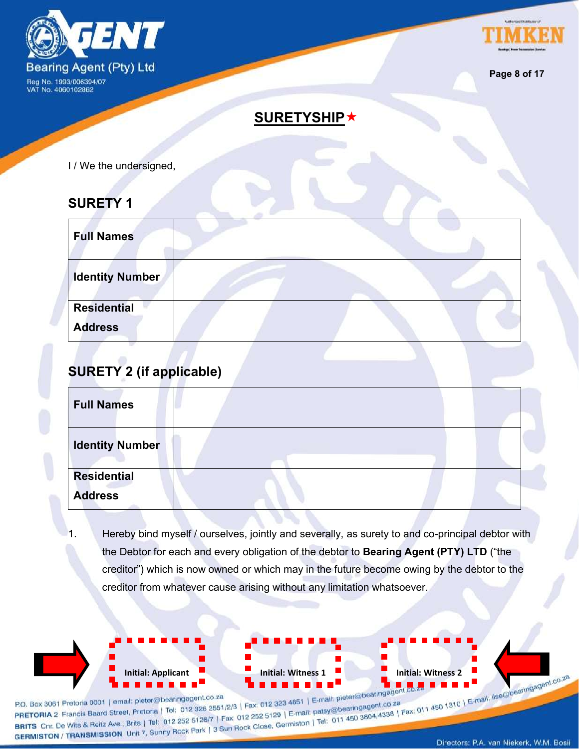## SURETYSHIP★

I / We the undersigned,

### SURETY 1

| Full Names | |
|---|---|
| Identity Number | |
| Residential Address | |

### SURETY 2 (if applicable)

| Full Names | |
|---|---|
| Identity Number | |
| Residential Address | |

1. Hereby bind myself / ourselves, jointly and severally, as surety to and co-principal debtor with the Debtor for each and every obligation of the debtor to **Bearing Agent (PTY) LTD** ("the creditor") which is now owned or which may in the future become owing by the debtor to the creditor from whatever cause arising without any limitation whatsoever.

Initial: Applicant | Initial: Witness 1 | Initial: Witness 2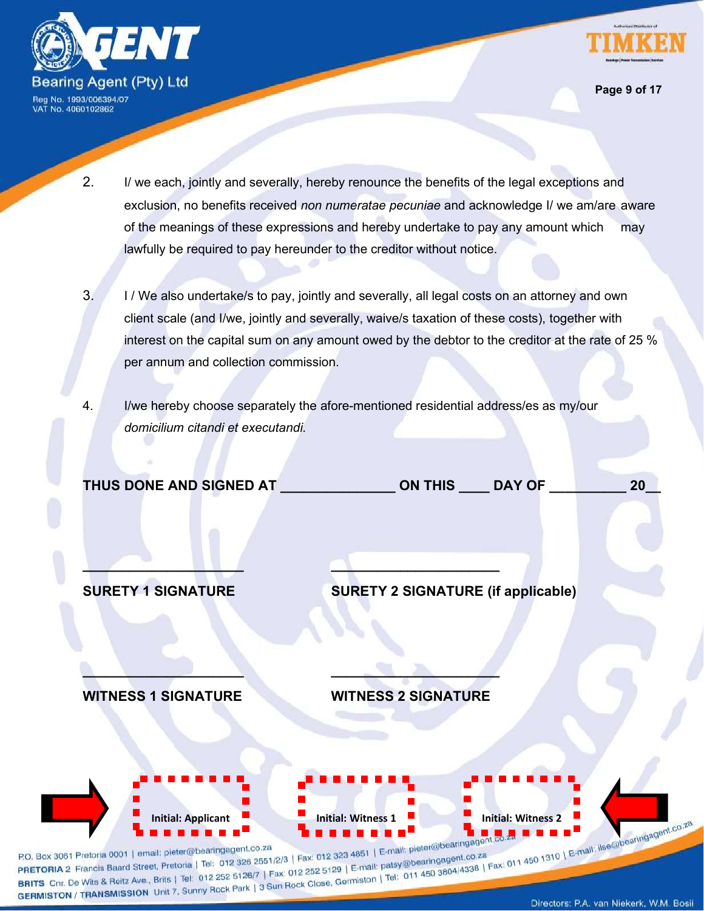2. I/ we each, jointly and severally, hereby renounce the benefits of the legal exceptions and exclusion, no benefits received *non numeratae pecuniae* and acknowledge I/ we am/are aware of the meanings of these expressions and hereby undertake to pay any amount which may lawfully be required to pay hereunder to the creditor without notice.

3. I / We also undertake/s to pay, jointly and severally, all legal costs on an attorney and own client scale (and I/we, jointly and severally, waive/s taxation of these costs), together with interest on the capital sum on any amount owed by the debtor to the creditor at the rate of 25 % per annum and collection commission.

4. I/we hereby choose separately the afore-mentioned residential address/es as my/our *domicilium citandi et executandi.*

**THUS DONE AND SIGNED AT _______________ ON THIS ____ DAY OF __________ 20__**

_____________________ _____________________

**SURETY 1 SIGNATURE** **SURETY 2 SIGNATURE (if applicable)**

_____________________ _____________________

**WITNESS 1 SIGNATURE** **WITNESS 2 SIGNATURE**

**Initial: Applicant** **Initial: Witness 1** **Initial: Witness 2**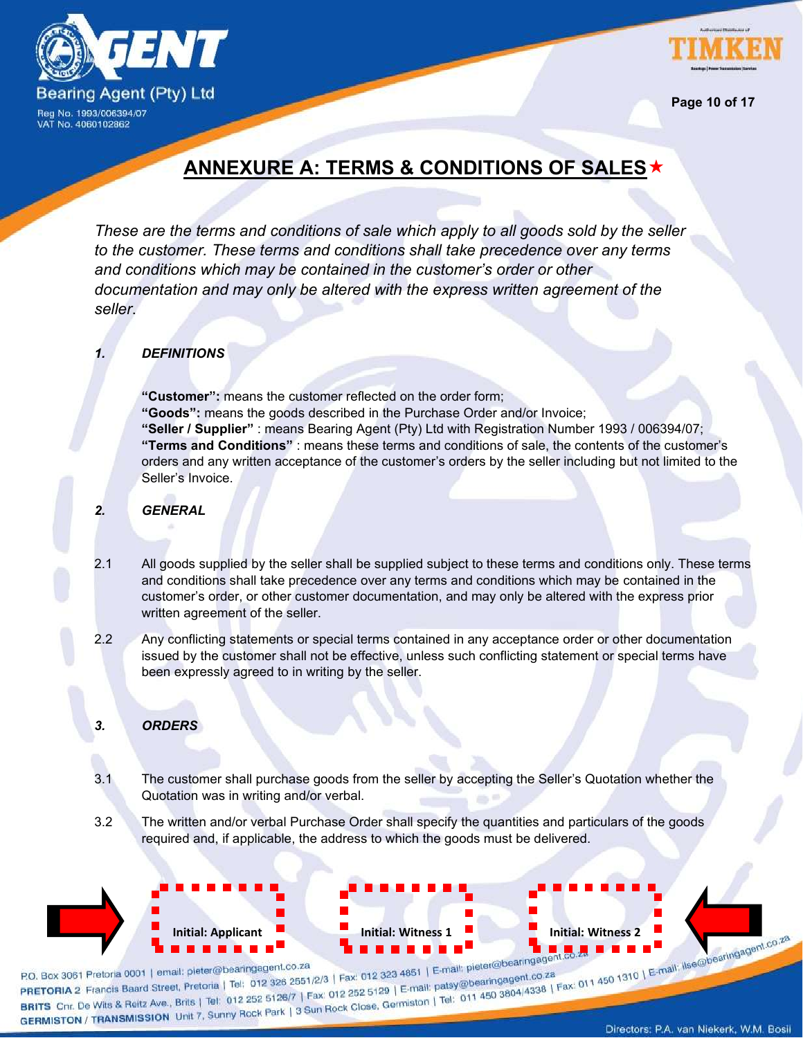# ANNEXURE A: TERMS & CONDITIONS OF SALES★

*These are the terms and conditions of sale which apply to all goods sold by the seller to the customer. These terms and conditions shall take precedence over any terms and conditions which may be contained in the customer's order or other documentation and may only be altered with the express written agreement of the seller.*

## *1. DEFINITIONS*

**"Customer":** means the customer reflected on the order form;
**"Goods":** means the goods described in the Purchase Order and/or Invoice;
**"Seller / Supplier"** : means Bearing Agent (Pty) Ltd with Registration Number 1993 / 006394/07;
**"Terms and Conditions"** : means these terms and conditions of sale, the contents of the customer's orders and any written acceptance of the customer's orders by the seller including but not limited to the Seller's Invoice.

## *2. GENERAL*

2.1 All goods supplied by the seller shall be supplied subject to these terms and conditions only. These terms and conditions shall take precedence over any terms and conditions which may be contained in the customer's order, or other customer documentation, and may only be altered with the express prior written agreement of the seller.

2.2 Any conflicting statements or special terms contained in any acceptance order or other documentation issued by the customer shall not be effective, unless such conflicting statement or special terms have been expressly agreed to in writing by the seller.

## *3. ORDERS*

3.1 The customer shall purchase goods from the seller by accepting the Seller's Quotation whether the Quotation was in writing and/or verbal.

3.2 The written and/or verbal Purchase Order shall specify the quantities and particulars of the goods required and, if applicable, the address to which the goods must be delivered.

Initial: Applicant | Initial: Witness 1 | Initial: Witness 2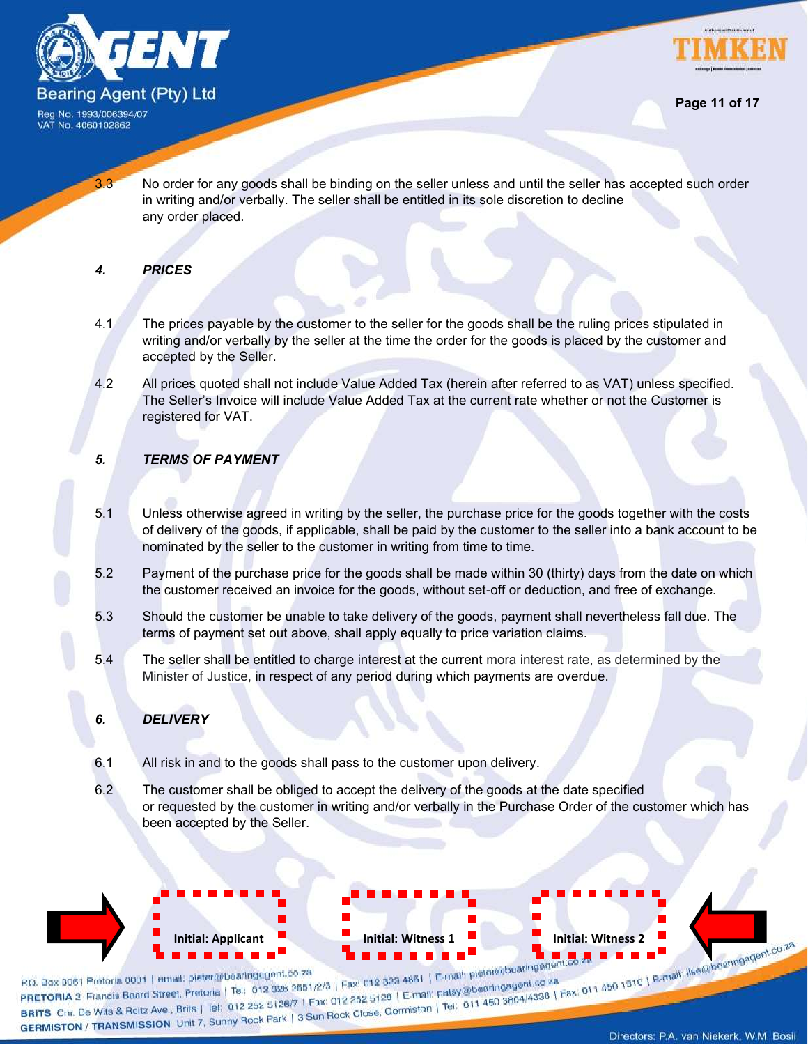3.3 No order for any goods shall be binding on the seller unless and until the seller has accepted such order in writing and/or verbally. The seller shall be entitled in its sole discretion to decline any order placed.

### *4. PRICES*

4.1 The prices payable by the customer to the seller for the goods shall be the ruling prices stipulated in writing and/or verbally by the seller at the time the order for the goods is placed by the customer and accepted by the Seller.

4.2 All prices quoted shall not include Value Added Tax (herein after referred to as VAT) unless specified. The Seller's Invoice will include Value Added Tax at the current rate whether or not the Customer is registered for VAT.

### *5. TERMS OF PAYMENT*

5.1 Unless otherwise agreed in writing by the seller, the purchase price for the goods together with the costs of delivery of the goods, if applicable, shall be paid by the customer to the seller into a bank account to be nominated by the seller to the customer in writing from time to time.

5.2 Payment of the purchase price for the goods shall be made within 30 (thirty) days from the date on which the customer received an invoice for the goods, without set-off or deduction, and free of exchange.

5.3 Should the customer be unable to take delivery of the goods, payment shall nevertheless fall due. The terms of payment set out above, shall apply equally to price variation claims.

5.4 The seller shall be entitled to charge interest at the current mora interest rate, as determined by the Minister of Justice, in respect of any period during which payments are overdue.

### *6. DELIVERY*

6.1 All risk in and to the goods shall pass to the customer upon delivery.

6.2 The customer shall be obliged to accept the delivery of the goods at the date specified or requested by the customer in writing and/or verbally in the Purchase Order of the customer which has been accepted by the Seller.

Initial: Applicant | Initial: Witness 1 | Initial: Witness 2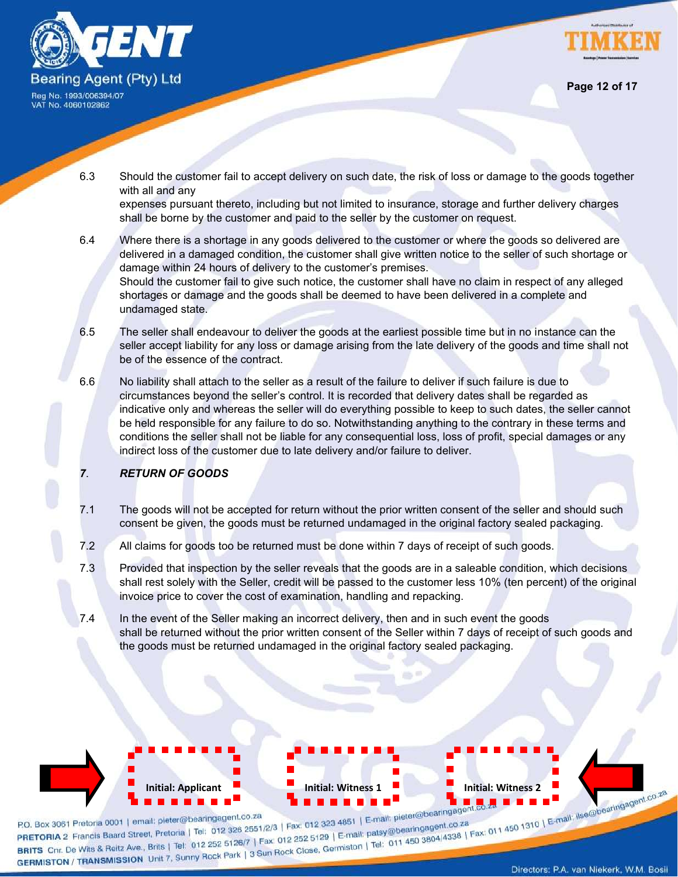6.3 Should the customer fail to accept delivery on such date, the risk of loss or damage to the goods together with all and any expenses pursuant thereto, including but not limited to insurance, storage and further delivery charges shall be borne by the customer and paid to the seller by the customer on request.

6.4 Where there is a shortage in any goods delivered to the customer or where the goods so delivered are delivered in a damaged condition, the customer shall give written notice to the seller of such shortage or damage within 24 hours of delivery to the customer's premises.
Should the customer fail to give such notice, the customer shall have no claim in respect of any alleged shortages or damage and the goods shall be deemed to have been delivered in a complete and undamaged state.

6.5 The seller shall endeavour to deliver the goods at the earliest possible time but in no instance can the seller accept liability for any loss or damage arising from the late delivery of the goods and time shall not be of the essence of the contract.

6.6 No liability shall attach to the seller as a result of the failure to deliver if such failure is due to circumstances beyond the seller's control. It is recorded that delivery dates shall be regarded as indicative only and whereas the seller will do everything possible to keep to such dates, the seller cannot be held responsible for any failure to do so. Notwithstanding anything to the contrary in these terms and conditions the seller shall not be liable for any consequential loss, loss of profit, special damages or any indirect loss of the customer due to late delivery and/or failure to deliver.

***7. RETURN OF GOODS***

7.1 The goods will not be accepted for return without the prior written consent of the seller and should such consent be given, the goods must be returned undamaged in the original factory sealed packaging.

7.2 All claims for goods too be returned must be done within 7 days of receipt of such goods.

7.3 Provided that inspection by the seller reveals that the goods are in a saleable condition, which decisions shall rest solely with the Seller, credit will be passed to the customer less 10% (ten percent) of the original invoice price to cover the cost of examination, handling and repacking.

7.4 In the event of the Seller making an incorrect delivery, then and in such event the goods shall be returned without the prior written consent of the Seller within 7 days of receipt of such goods and the goods must be returned undamaged in the original factory sealed packaging.

**Initial: Applicant** | **Initial: Witness 1** | **Initial: Witness 2**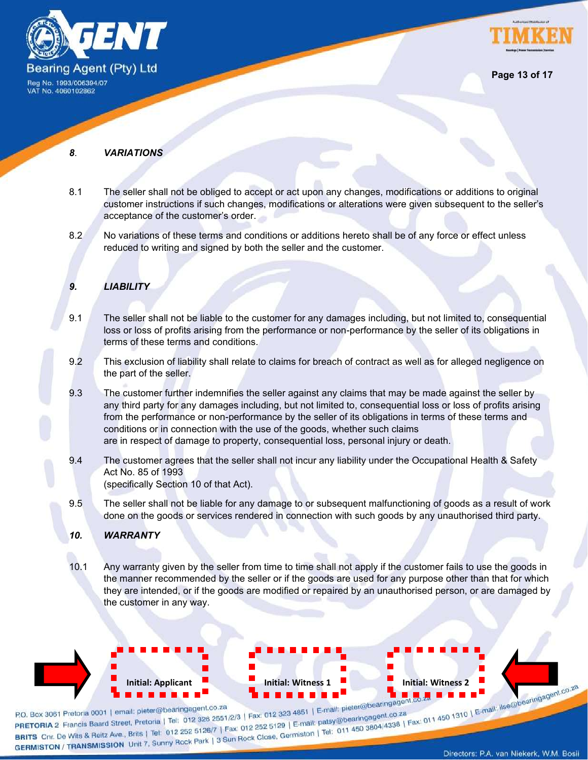## *8. VARIATIONS*

8.1 The seller shall not be obliged to accept or act upon any changes, modifications or additions to original customer instructions if such changes, modifications or alterations were given subsequent to the seller's acceptance of the customer's order.

8.2 No variations of these terms and conditions or additions hereto shall be of any force or effect unless reduced to writing and signed by both the seller and the customer.

## *9. LIABILITY*

9.1 The seller shall not be liable to the customer for any damages including, but not limited to, consequential loss or loss of profits arising from the performance or non-performance by the seller of its obligations in terms of these terms and conditions.

9.2 This exclusion of liability shall relate to claims for breach of contract as well as for alleged negligence on the part of the seller.

9.3 The customer further indemnifies the seller against any claims that may be made against the seller by any third party for any damages including, but not limited to, consequential loss or loss of profits arising from the performance or non-performance by the seller of its obligations in terms of these terms and conditions or in connection with the use of the goods, whether such claims are in respect of damage to property, consequential loss, personal injury or death.

9.4 The customer agrees that the seller shall not incur any liability under the Occupational Health & Safety Act No. 85 of 1993 (specifically Section 10 of that Act).

9.5 The seller shall not be liable for any damage to or subsequent malfunctioning of goods as a result of work done on the goods or services rendered in connection with such goods by any unauthorised third party.

## *10. WARRANTY*

10.1 Any warranty given by the seller from time to time shall not apply if the customer fails to use the goods in the manner recommended by the seller or if the goods are used for any purpose other than that for which they are intended, or if the goods are modified or repaired by an unauthorised person, or are damaged by the customer in any way.

**Initial: Applicant** **Initial: Witness 1** **Initial: Witness 2**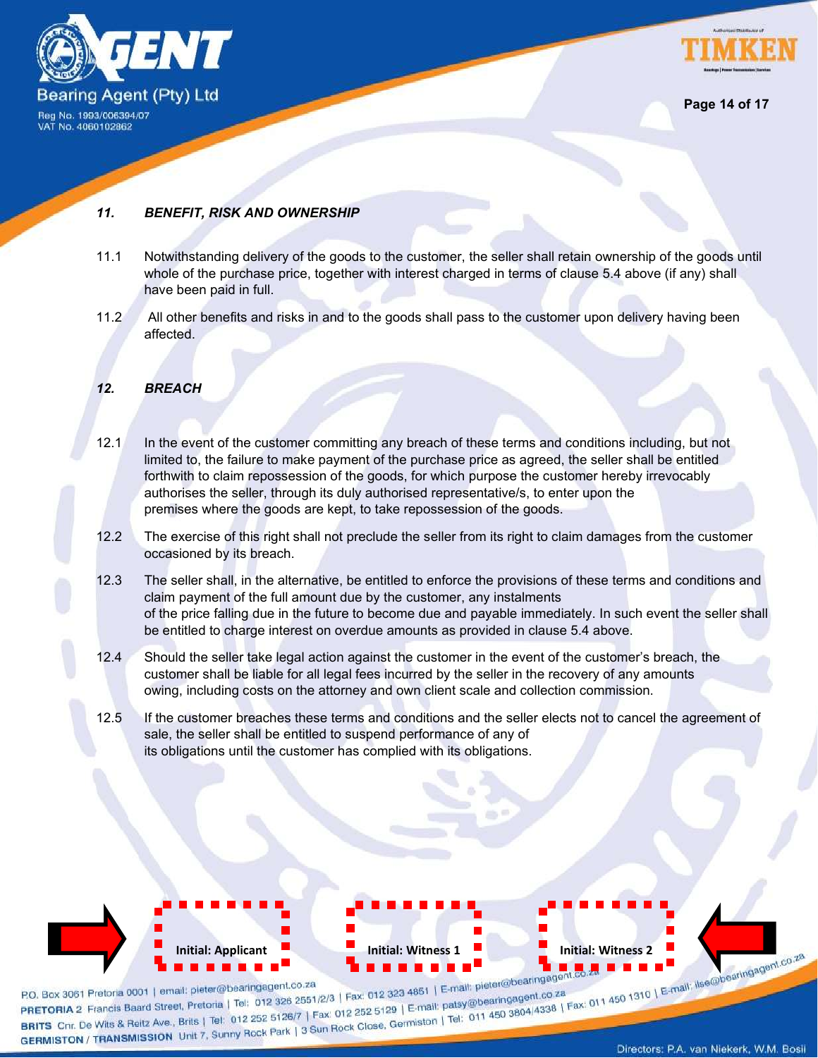### *11. BENEFIT, RISK AND OWNERSHIP*

11.1 Notwithstanding delivery of the goods to the customer, the seller shall retain ownership of the goods until whole of the purchase price, together with interest charged in terms of clause 5.4 above (if any) shall have been paid in full.

11.2 All other benefits and risks in and to the goods shall pass to the customer upon delivery having been affected.

### *12. BREACH*

12.1 In the event of the customer committing any breach of these terms and conditions including, but not limited to, the failure to make payment of the purchase price as agreed, the seller shall be entitled forthwith to claim repossession of the goods, for which purpose the customer hereby irrevocably authorises the seller, through its duly authorised representative/s, to enter upon the premises where the goods are kept, to take repossession of the goods.

12.2 The exercise of this right shall not preclude the seller from its right to claim damages from the customer occasioned by its breach.

12.3 The seller shall, in the alternative, be entitled to enforce the provisions of these terms and conditions and claim payment of the full amount due by the customer, any instalments of the price falling due in the future to become due and payable immediately. In such event the seller shall be entitled to charge interest on overdue amounts as provided in clause 5.4 above.

12.4 Should the seller take legal action against the customer in the event of the customer's breach, the customer shall be liable for all legal fees incurred by the seller in the recovery of any amounts owing, including costs on the attorney and own client scale and collection commission.

12.5 If the customer breaches these terms and conditions and the seller elects not to cancel the agreement of sale, the seller shall be entitled to suspend performance of any of its obligations until the customer has complied with its obligations.

Initial: Applicant | Initial: Witness 1 | Initial: Witness 2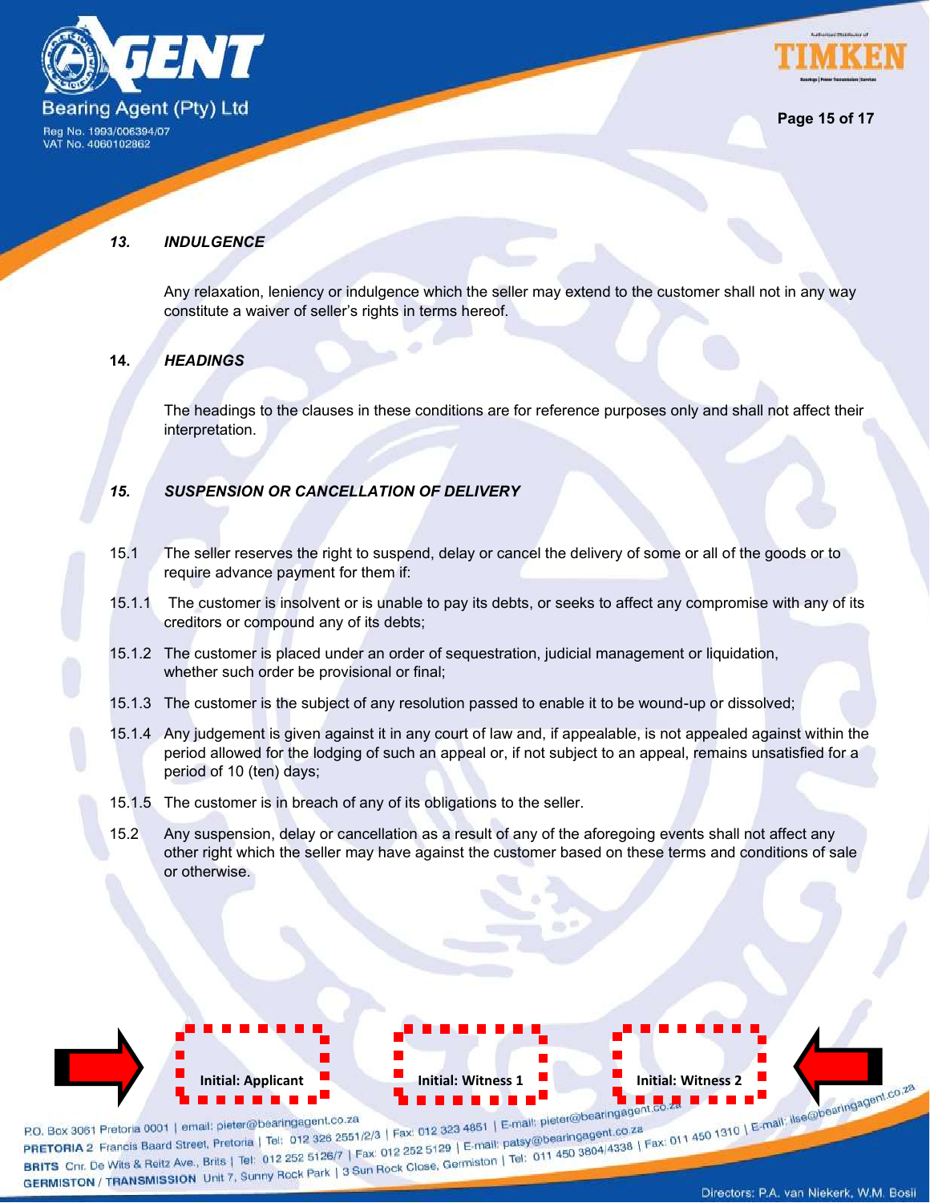### *13. INDULGENCE*

Any relaxation, leniency or indulgence which the seller may extend to the customer shall not in any way constitute a waiver of seller's rights in terms hereof.

### 14. *HEADINGS*

The headings to the clauses in these conditions are for reference purposes only and shall not affect their interpretation.

### *15. SUSPENSION OR CANCELLATION OF DELIVERY*

15.1 The seller reserves the right to suspend, delay or cancel the delivery of some or all of the goods or to require advance payment for them if:

15.1.1 The customer is insolvent or is unable to pay its debts, or seeks to affect any compromise with any of its creditors or compound any of its debts;

15.1.2 The customer is placed under an order of sequestration, judicial management or liquidation, whether such order be provisional or final;

15.1.3 The customer is the subject of any resolution passed to enable it to be wound-up or dissolved;

15.1.4 Any judgement is given against it in any court of law and, if appealable, is not appealed against within the period allowed for the lodging of such an appeal or, if not subject to an appeal, remains unsatisfied for a period of 10 (ten) days;

15.1.5 The customer is in breach of any of its obligations to the seller.

15.2 Any suspension, delay or cancellation as a result of any of the aforegoing events shall not affect any other right which the seller may have against the customer based on these terms and conditions of sale or otherwise.

Initial: Applicant | Initial: Witness 1 | Initial: Witness 2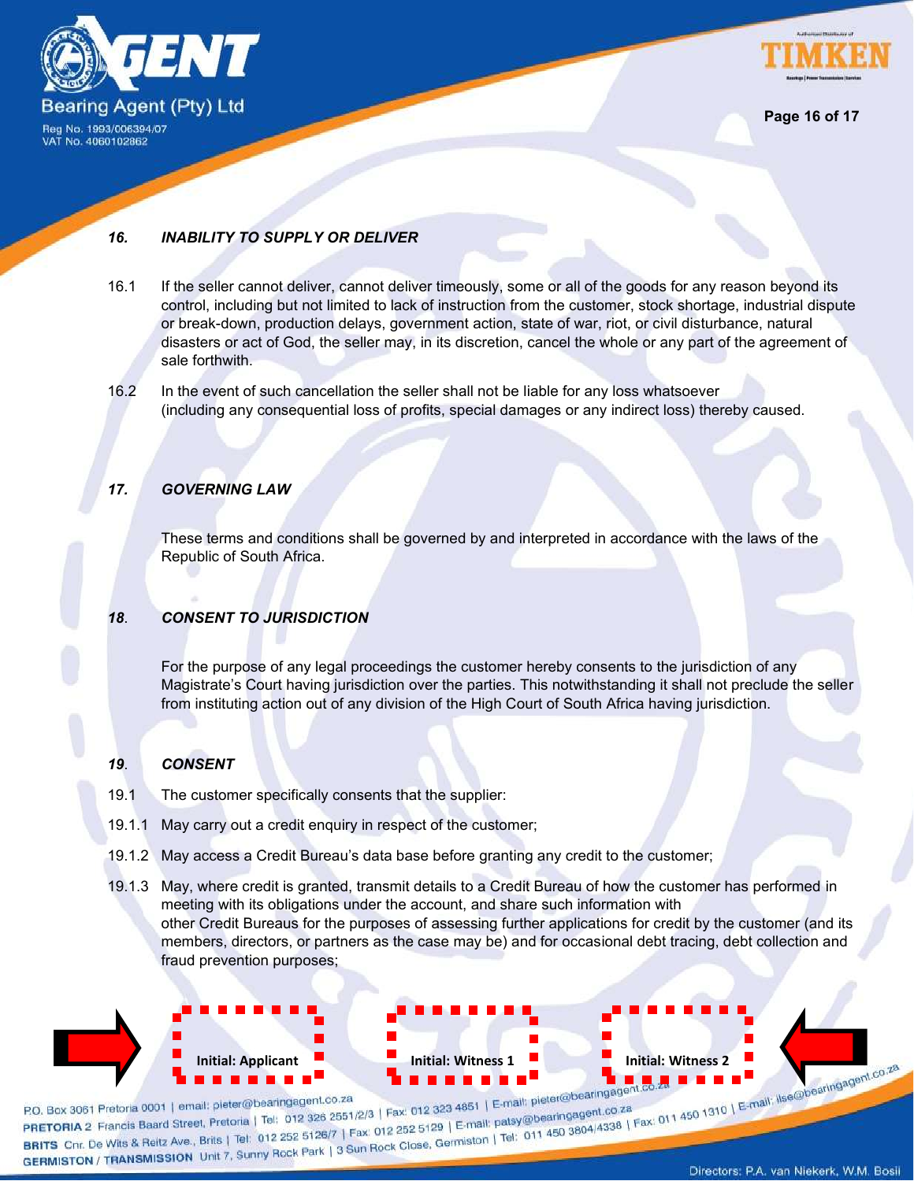### *16. INABILITY TO SUPPLY OR DELIVER*

16.1 If the seller cannot deliver, cannot deliver timeously, some or all of the goods for any reason beyond its control, including but not limited to lack of instruction from the customer, stock shortage, industrial dispute or break-down, production delays, government action, state of war, riot, or civil disturbance, natural disasters or act of God, the seller may, in its discretion, cancel the whole or any part of the agreement of sale forthwith.

16.2 In the event of such cancellation the seller shall not be liable for any loss whatsoever (including any consequential loss of profits, special damages or any indirect loss) thereby caused.

### *17. GOVERNING LAW*

These terms and conditions shall be governed by and interpreted in accordance with the laws of the Republic of South Africa.

### *18. CONSENT TO JURISDICTION*

For the purpose of any legal proceedings the customer hereby consents to the jurisdiction of any Magistrate's Court having jurisdiction over the parties. This notwithstanding it shall not preclude the seller from instituting action out of any division of the High Court of South Africa having jurisdiction.

### *19. CONSENT*

19.1 The customer specifically consents that the supplier:

19.1.1 May carry out a credit enquiry in respect of the customer;

19.1.2 May access a Credit Bureau's data base before granting any credit to the customer;

19.1.3 May, where credit is granted, transmit details to a Credit Bureau of how the customer has performed in meeting with its obligations under the account, and share such information with other Credit Bureaus for the purposes of assessing further applications for credit by the customer (and its members, directors, or partners as the case may be) and for occasional debt tracing, debt collection and fraud prevention purposes;

Initial: Applicant | Initial: Witness 1 | Initial: Witness 2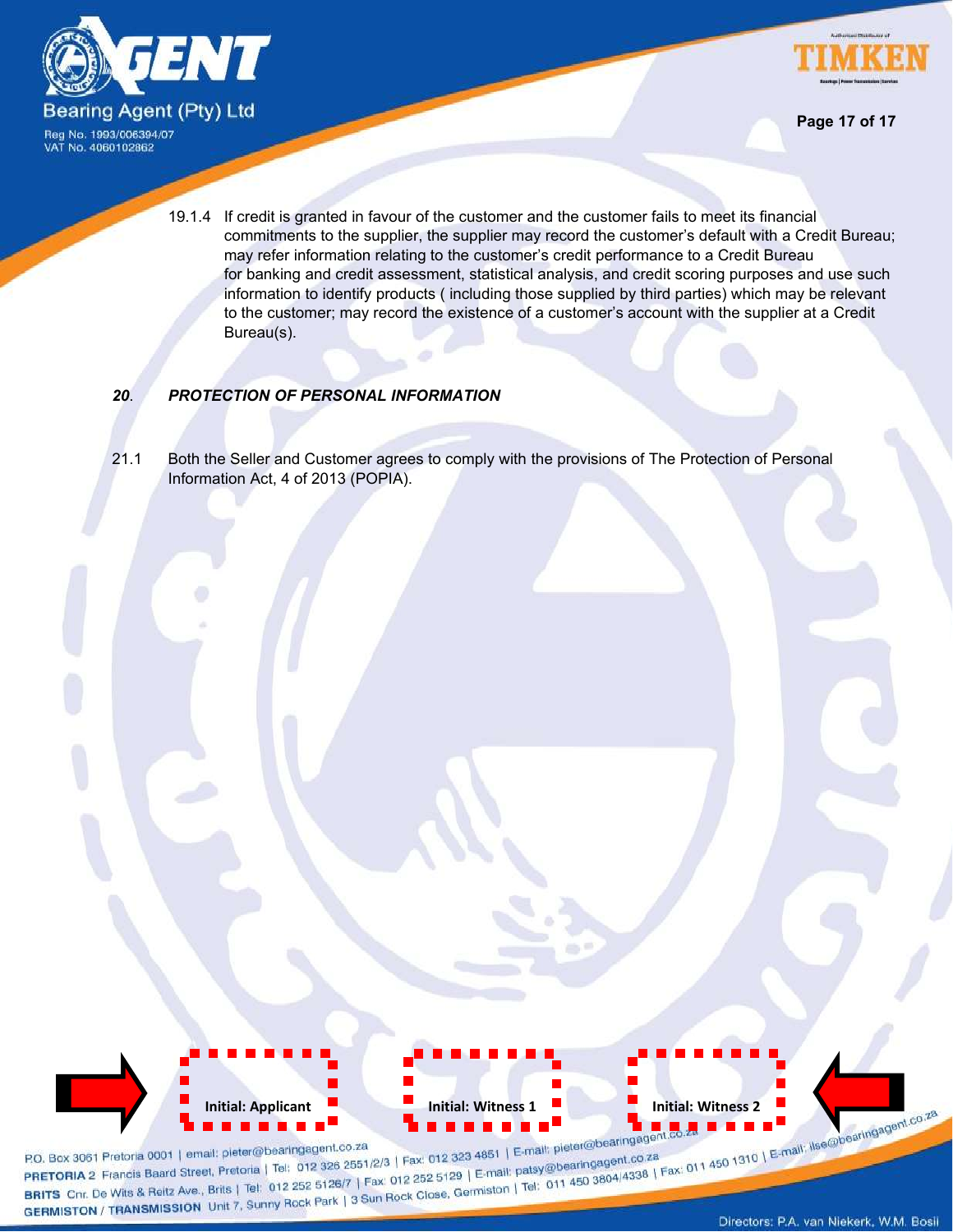19.1.4 If credit is granted in favour of the customer and the customer fails to meet its financial commitments to the supplier, the supplier may record the customer's default with a Credit Bureau; may refer information relating to the customer's credit performance to a Credit Bureau for banking and credit assessment, statistical analysis, and credit scoring purposes and use such information to identify products ( including those supplied by third parties) which may be relevant to the customer; may record the existence of a customer's account with the supplier at a Credit Bureau(s).

## ***20. PROTECTION OF PERSONAL INFORMATION***

21.1 Both the Seller and Customer agrees to comply with the provisions of The Protection of Personal Information Act, 4 of 2013 (POPIA).

Initial: Applicant

Initial: Witness 1

Initial: Witness 2